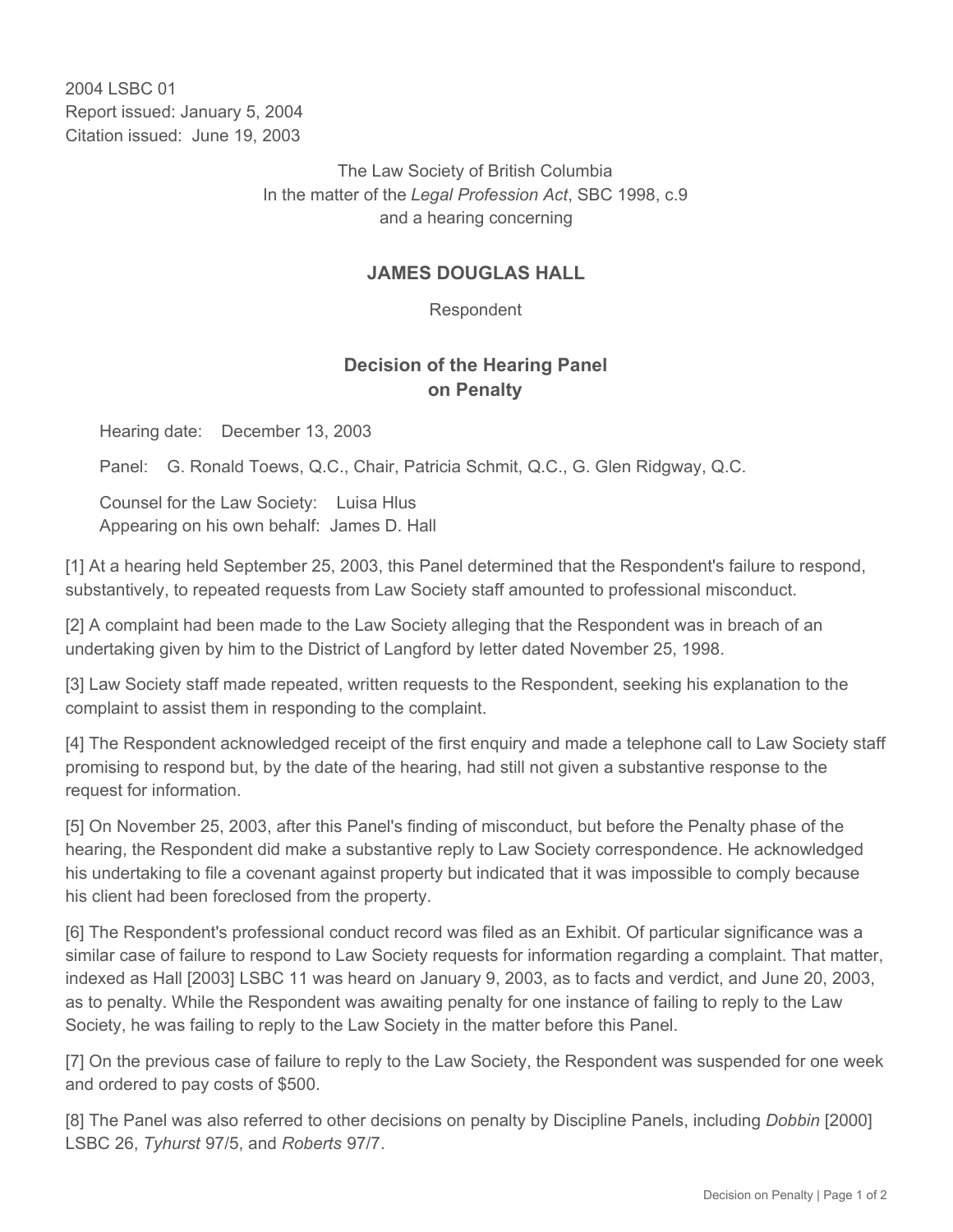2004 LSBC 01
Report issued: January 5, 2004
Citation issued: June 19, 2003

The Law Society of British Columbia
In the matter of the *Legal Profession Act*, SBC 1998, c.9
and a hearing concerning

## JAMES DOUGLAS HALL

Respondent

## Decision of the Hearing Panel on Penalty

Hearing date: December 13, 2003

Panel: G. Ronald Toews, Q.C., Chair, Patricia Schmit, Q.C., G. Glen Ridgway, Q.C.

Counsel for the Law Society: Luisa Hlus
Appearing on his own behalf: James D. Hall

[1] At a hearing held September 25, 2003, this Panel determined that the Respondent's failure to respond, substantively, to repeated requests from Law Society staff amounted to professional misconduct.

[2] A complaint had been made to the Law Society alleging that the Respondent was in breach of an undertaking given by him to the District of Langford by letter dated November 25, 1998.

[3] Law Society staff made repeated, written requests to the Respondent, seeking his explanation to the complaint to assist them in responding to the complaint.

[4] The Respondent acknowledged receipt of the first enquiry and made a telephone call to Law Society staff promising to respond but, by the date of the hearing, had still not given a substantive response to the request for information.

[5] On November 25, 2003, after this Panel's finding of misconduct, but before the Penalty phase of the hearing, the Respondent did make a substantive reply to Law Society correspondence. He acknowledged his undertaking to file a covenant against property but indicated that it was impossible to comply because his client had been foreclosed from the property.

[6] The Respondent's professional conduct record was filed as an Exhibit. Of particular significance was a similar case of failure to respond to Law Society requests for information regarding a complaint. That matter, indexed as Hall [2003] LSBC 11 was heard on January 9, 2003, as to facts and verdict, and June 20, 2003, as to penalty. While the Respondent was awaiting penalty for one instance of failing to reply to the Law Society, he was failing to reply to the Law Society in the matter before this Panel.

[7] On the previous case of failure to reply to the Law Society, the Respondent was suspended for one week and ordered to pay costs of $500.

[8] The Panel was also referred to other decisions on penalty by Discipline Panels, including *Dobbin* [2000] LSBC 26, *Tyhurst* 97/5, and *Roberts* 97/7.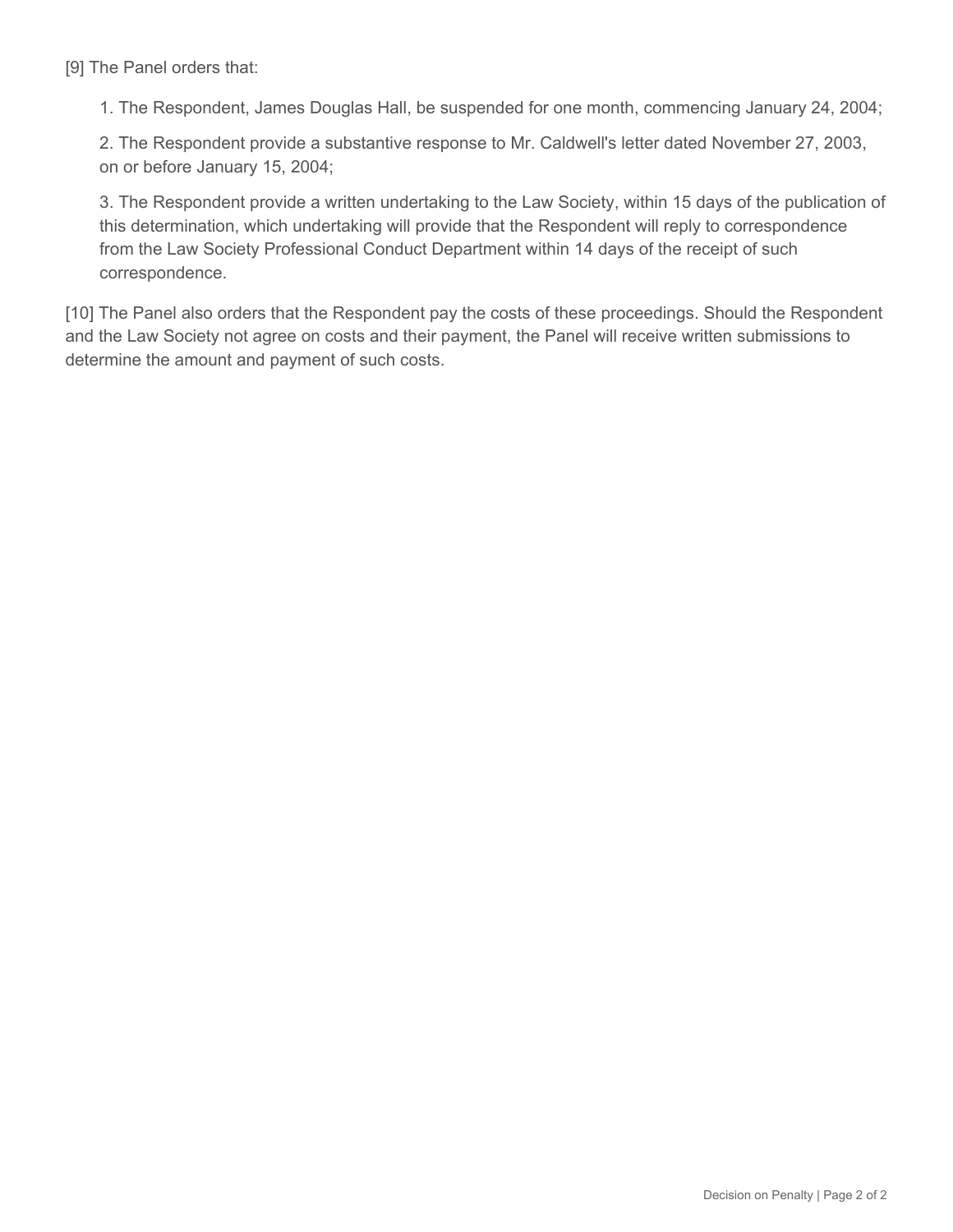[9] The Panel orders that:

1. The Respondent, James Douglas Hall, be suspended for one month, commencing January 24, 2004;

2. The Respondent provide a substantive response to Mr. Caldwell's letter dated November 27, 2003, on or before January 15, 2004;

3. The Respondent provide a written undertaking to the Law Society, within 15 days of the publication of this determination, which undertaking will provide that the Respondent will reply to correspondence from the Law Society Professional Conduct Department within 14 days of the receipt of such correspondence.

[10] The Panel also orders that the Respondent pay the costs of these proceedings. Should the Respondent and the Law Society not agree on costs and their payment, the Panel will receive written submissions to determine the amount and payment of such costs.